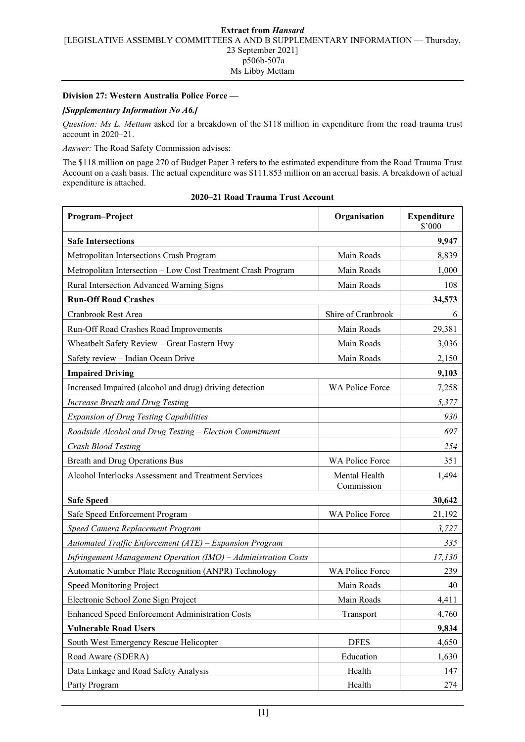**Extract from *Hansard***
[LEGISLATIVE ASSEMBLY COMMITTEES A AND B SUPPLEMENTARY INFORMATION — Thursday, 23 September 2021]
p506b-507a
Ms Libby Mettam

**Division 27: Western Australia Police Force —**

***[Supplementary Information No A6.]***

*Question:* *Ms L. Mettam* asked for a breakdown of the $118 million in expenditure from the road trauma trust account in 2020–21.

*Answer:* The Road Safety Commission advises:

The $118 million on page 270 of Budget Paper 3 refers to the estimated expenditure from the Road Trauma Trust Account on a cash basis. The actual expenditure was $111.853 million on an accrual basis. A breakdown of actual expenditure is attached.

**2020–21 Road Trauma Trust Account**

| Program–Project | Organisation | Expenditure $'000 |
|---|---|---|
| **Safe Intersections** | | **9,947** |
| Metropolitan Intersections Crash Program | Main Roads | 8,839 |
| Metropolitan Intersection – Low Cost Treatment Crash Program | Main Roads | 1,000 |
| Rural Intersection Advanced Warning Signs | Main Roads | 108 |
| **Run-Off Road Crashes** | | **34,573** |
| Cranbrook Rest Area | Shire of Cranbrook | 6 |
| Run-Off Road Crashes Road Improvements | Main Roads | 29,381 |
| Wheatbelt Safety Review – Great Eastern Hwy | Main Roads | 3,036 |
| Safety review – Indian Ocean Drive | Main Roads | 2,150 |
| **Impaired Driving** | | **9,103** |
| Increased Impaired (alcohol and drug) driving detection | WA Police Force | 7,258 |
| *Increase Breath and Drug Testing* | | *5,377* |
| *Expansion of Drug Testing Capabilities* | | *930* |
| *Roadside Alcohol and Drug Testing – Election Commitment* | | *697* |
| *Crash Blood Testing* | | *254* |
| Breath and Drug Operations Bus | WA Police Force | 351 |
| Alcohol Interlocks Assessment and Treatment Services | Mental Health Commission | 1,494 |
| **Safe Speed** | | **30,642** |
| Safe Speed Enforcement Program | WA Police Force | 21,192 |
| *Speed Camera Replacement Program* | | *3,727* |
| *Automated Traffic Enforcement (ATE) – Expansion Program* | | *335* |
| *Infringement Management Operation (IMO) – Administration Costs* | | *17,130* |
| Automatic Number Plate Recognition (ANPR) Technology | WA Police Force | 239 |
| Speed Monitoring Project | Main Roads | 40 |
| Electronic School Zone Sign Project | Main Roads | 4,411 |
| Enhanced Speed Enforcement Administration Costs | Transport | 4,760 |
| **Vulnerable Road Users** | | **9,834** |
| South West Emergency Rescue Helicopter | DFES | 4,650 |
| Road Aware (SDERA) | Education | 1,630 |
| Data Linkage and Road Safety Analysis | Health | 147 |
| Party Program | Health | 274 |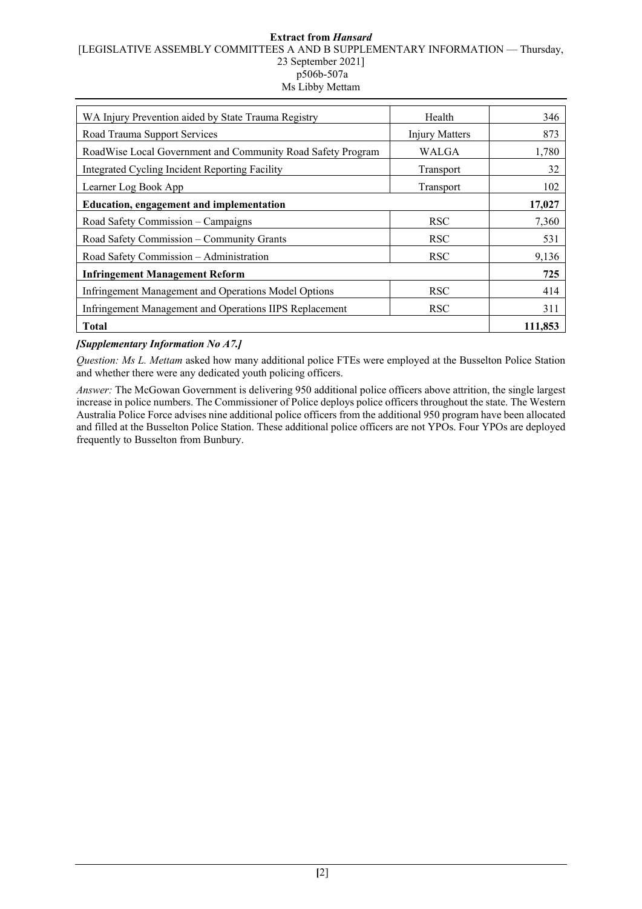| | | |
|---|---|---|
| WA Injury Prevention aided by State Trauma Registry | Health | 346 |
| Road Trauma Support Services | Injury Matters | 873 |
| RoadWise Local Government and Community Road Safety Program | WALGA | 1,780 |
| Integrated Cycling Incident Reporting Facility | Transport | 32 |
| Learner Log Book App | Transport | 102 |
| **Education, engagement and implementation** | | **17,027** |
| Road Safety Commission – Campaigns | RSC | 7,360 |
| Road Safety Commission – Community Grants | RSC | 531 |
| Road Safety Commission – Administration | RSC | 9,136 |
| **Infringement Management Reform** | | **725** |
| Infringement Management and Operations Model Options | RSC | 414 |
| Infringement Management and Operations IIPS Replacement | RSC | 311 |
| **Total** | | **111,853** |

***[Supplementary Information No A7.]***

*Question: Ms L. Mettam* asked how many additional police FTEs were employed at the Busselton Police Station and whether there were any dedicated youth policing officers.

*Answer:* The McGowan Government is delivering 950 additional police officers above attrition, the single largest increase in police numbers. The Commissioner of Police deploys police officers throughout the state. The Western Australia Police Force advises nine additional police officers from the additional 950 program have been allocated and filled at the Busselton Police Station. These additional police officers are not YPOs. Four YPOs are deployed frequently to Busselton from Bunbury.